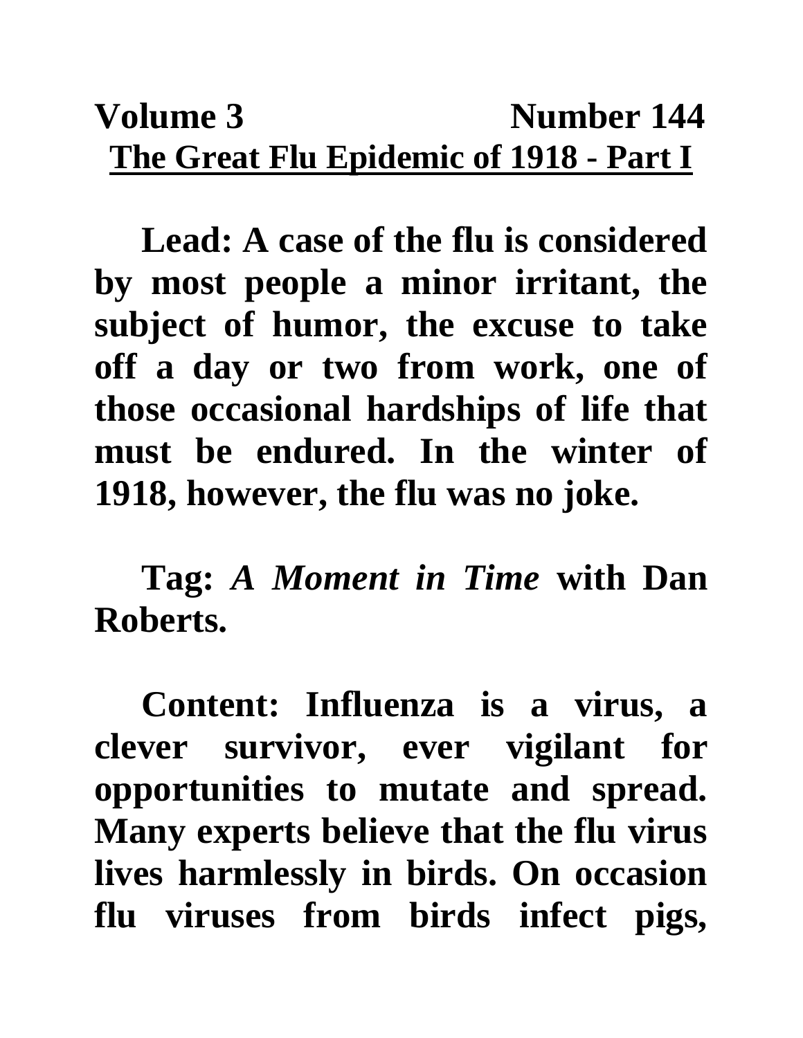**Volume 3 Number 144**

# The Great Flu Epidemic of 1918 - Part I

**Lead: A case of the flu is considered by most people a minor irritant, the subject of humor, the excuse to take off a day or two from work, one of those occasional hardships of life that must be endured. In the winter of 1918, however, the flu was no joke.**

**Tag:** ***A Moment in Time*** **with Dan Roberts.**

**Content: Influenza is a virus, a clever survivor, ever vigilant for opportunities to mutate and spread. Many experts believe that the flu virus lives harmlessly in birds. On occasion flu viruses from birds infect pigs,**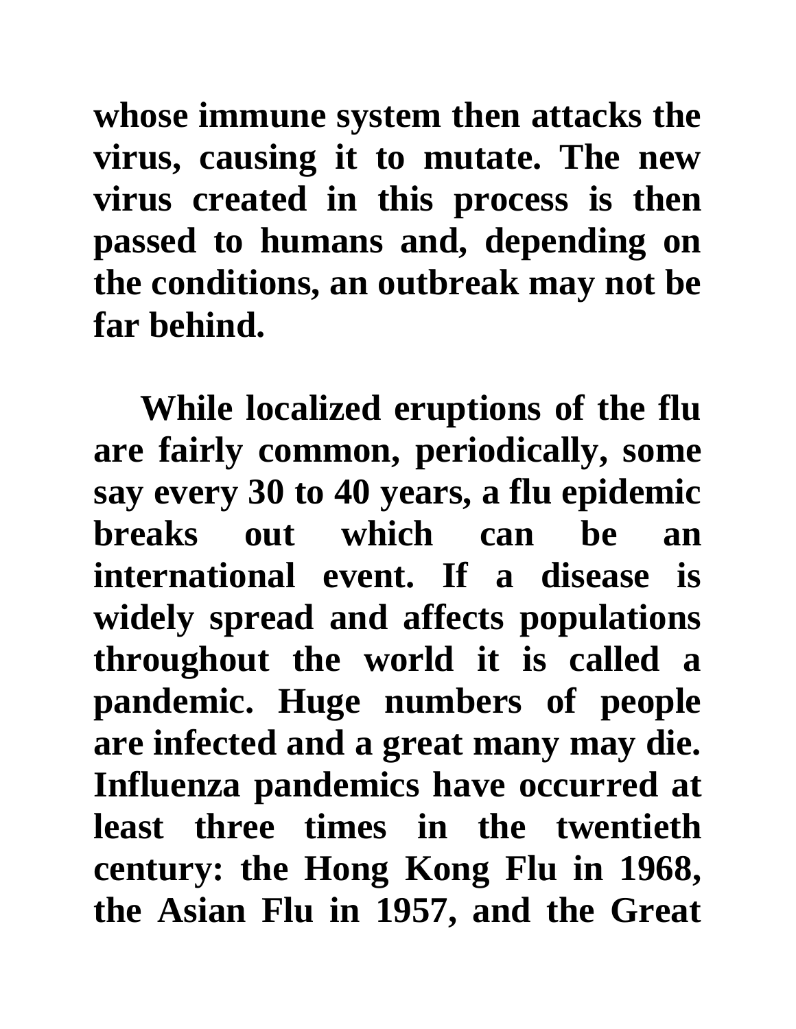**whose immune system then attacks the virus, causing it to mutate. The new virus created in this process is then passed to humans and, depending on the conditions, an outbreak may not be far behind.**

**While localized eruptions of the flu are fairly common, periodically, some say every 30 to 40 years, a flu epidemic breaks out which can be an international event. If a disease is widely spread and affects populations throughout the world it is called a pandemic. Huge numbers of people are infected and a great many may die. Influenza pandemics have occurred at least three times in the twentieth century: the Hong Kong Flu in 1968, the Asian Flu in 1957, and the Great**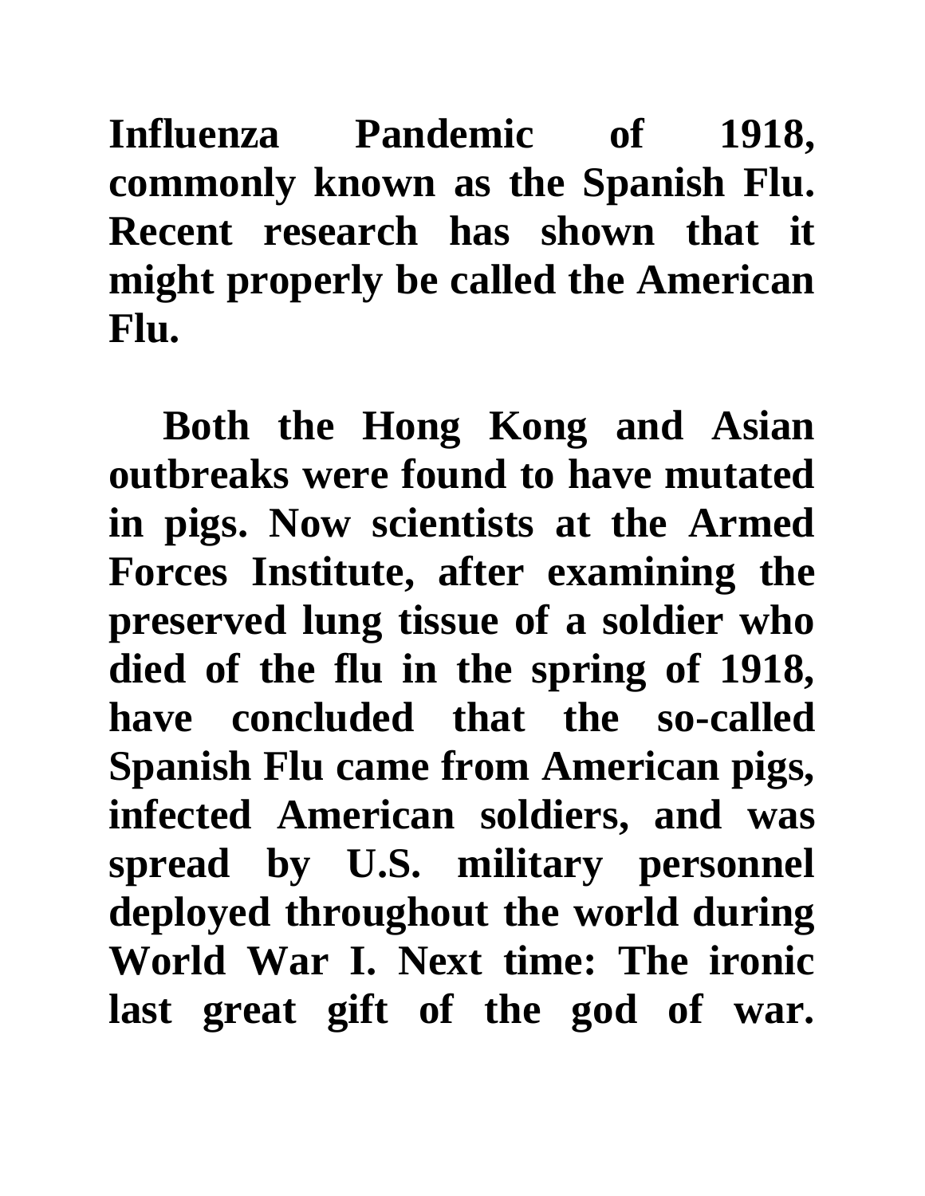**Influenza Pandemic of 1918, commonly known as the Spanish Flu. Recent research has shown that it might properly be called the American Flu.**

**Both the Hong Kong and Asian outbreaks were found to have mutated in pigs. Now scientists at the Armed Forces Institute, after examining the preserved lung tissue of a soldier who died of the flu in the spring of 1918, have concluded that the so-called Spanish Flu came from American pigs, infected American soldiers, and was spread by U.S. military personnel deployed throughout the world during World War I. Next time: The ironic last great gift of the god of war.**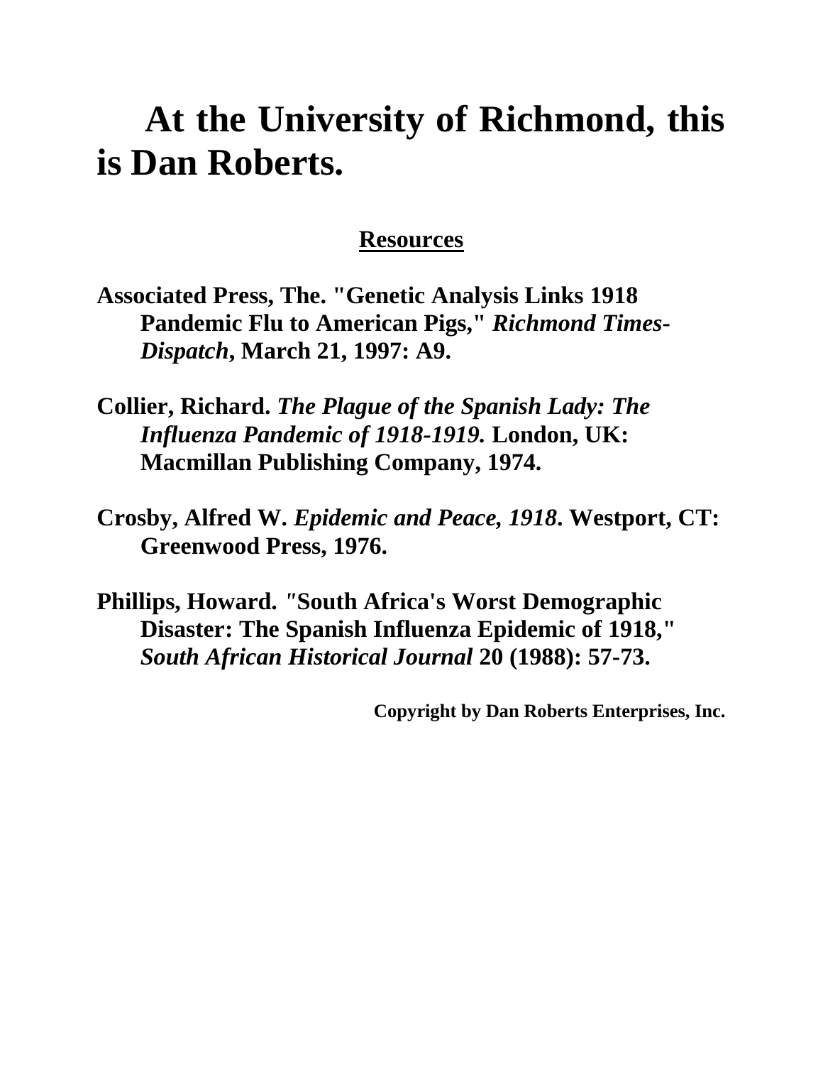**At the University of Richmond, this is Dan Roberts.**

## Resources

**Associated Press, The. "Genetic Analysis Links 1918 Pandemic Flu to American Pigs,"** ***Richmond Times-Dispatch*****, March 21, 1997: A9.**

**Collier, Richard.** ***The Plague of the Spanish Lady: The Influenza Pandemic of 1918-1919.*** **London, UK: Macmillan Publishing Company, 1974.**

**Crosby, Alfred W.** ***Epidemic and Peace, 1918*****. Westport, CT: Greenwood Press, 1976.**

**Phillips, Howard. "South Africa's Worst Demographic Disaster: The Spanish Influenza Epidemic of 1918,"** ***South African Historical Journal*** **20 (1988): 57-73.**

**Copyright by Dan Roberts Enterprises, Inc.**